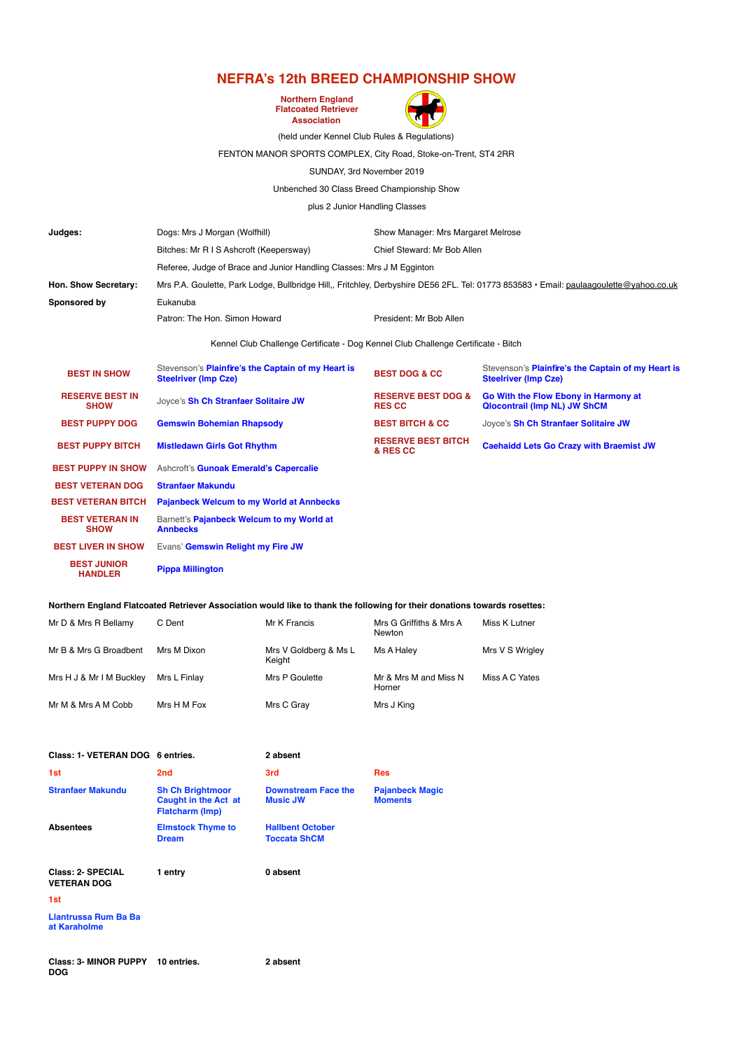# NEFRA's 12th BREED CHAMPIONSHIP SHOW

**Northern England Flatcoated Retriever Association**

(held under Kennel Club Rules & Regulations)

FENTON MANOR SPORTS COMPLEX, City Road, Stoke-on-Trent, ST4 2RR

SUNDAY, 3rd November 2019

Unbenched 30 Class Breed Championship Show

plus 2 Junior Handling Classes

| | | |
|---|---|---|
| **Judges:** | Dogs: Mrs J Morgan (Wolfhill) | Show Manager: Mrs Margaret Melrose |
| | Bitches: Mr R I S Ashcroft (Keepersway) | Chief Steward: Mr Bob Allen |
| | Referee, Judge of Brace and Junior Handling Classes: Mrs J M Egginton | |
| **Hon. Show Secretary:** | Mrs P.A. Goulette, Park Lodge, Bullbridge Hill,, Fritchley, Derbyshire DE56 2FL. Tel: 01773 853583 • Email: paulaagoulette@yahoo.co.uk | |
| **Sponsored by** | Eukanuba | |
| | Patron: The Hon. Simon Howard | President: Mr Bob Allen |

Kennel Club Challenge Certificate - Dog Kennel Club Challenge Certificate - Bitch

| | | | |
|---|---|---|---|
| **BEST IN SHOW** | Stevenson's **Plainfire's the Captain of my Heart is Steelriver (Imp Cze)** | **BEST DOG & CC** | Stevenson's **Plainfire's the Captain of my Heart is Steelriver (Imp Cze)** |
| **RESERVE BEST IN SHOW** | Joyce's **Sh Ch Stranfaer Solitaire JW** | **RESERVE BEST DOG & RES CC** | **Go With the Flow Ebony in Harmony at Qlocontrail (Imp NL) JW ShCM** |
| **BEST PUPPY DOG** | **Gemswin Bohemian Rhapsody** | **BEST BITCH & CC** | Joyce's **Sh Ch Stranfaer Solitaire JW** |
| **BEST PUPPY BITCH** | **Mistledawn Girls Got Rhythm** | **RESERVE BEST BITCH & RES CC** | **Caehaidd Lets Go Crazy with Braemist JW** |
| **BEST PUPPY IN SHOW** | Ashcroft's **Gunoak Emerald's Capercalie** | | |
| **BEST VETERAN DOG** | **Stranfaer Makundu** | | |
| **BEST VETERAN BITCH** | **Pajanbeck Welcum to my World at Annbecks** | | |
| **BEST VETERAN IN SHOW** | Barnett's **Pajanbeck Welcum to my World at Annbecks** | | |
| **BEST LIVER IN SHOW** | Evans' **Gemswin Relight my Fire JW** | | |
| **BEST JUNIOR HANDLER** | **Pippa Millington** | | |

**Northern England Flatcoated Retriever Association would like to thank the following for their donations towards rosettes:**

| | | | | |
|---|---|---|---|---|
| Mr D & Mrs R Bellamy | C Dent | Mr K Francis | Mrs G Griffiths & Mrs A Newton | Miss K Lutner |
| Mr B & Mrs G Broadbent | Mrs M Dixon | Mrs V Goldberg & Ms L Keight | Ms A Haley | Mrs V S Wrigley |
| Mrs H J & Mr I M Buckley | Mrs L Finlay | Mrs P Goulette | Mr & Mrs M and Miss N Horner | Miss A C Yates |
| Mr M & Mrs A M Cobb | Mrs H M Fox | Mrs C Gray | Mrs J King | |

| **Class: 1- VETERAN DOG** | **6 entries.** | **2 absent** | |
|---|---|---|---|
| **1st** | **2nd** | **3rd** | **Res** |
| **Stranfaer Makundu** | **Sh Ch Brightmoor Caught in the Act at Flatcharm (Imp)** | **Downstream Face the Music JW** | **Pajanbeck Magic Moments** |
| **Absentees** | **Elmstock Thyme to Dream** | **Hallbent October Toccata ShCM** | |

| **Class: 2- SPECIAL VETERAN DOG** | **1 entry** | **0 absent** |
|---|---|---|
| **1st** | | |
| **Llantrussa Rum Ba Ba at Karaholme** | | |

| **Class: 3- MINOR PUPPY DOG** | **10 entries.** | **2 absent** |
|---|---|---|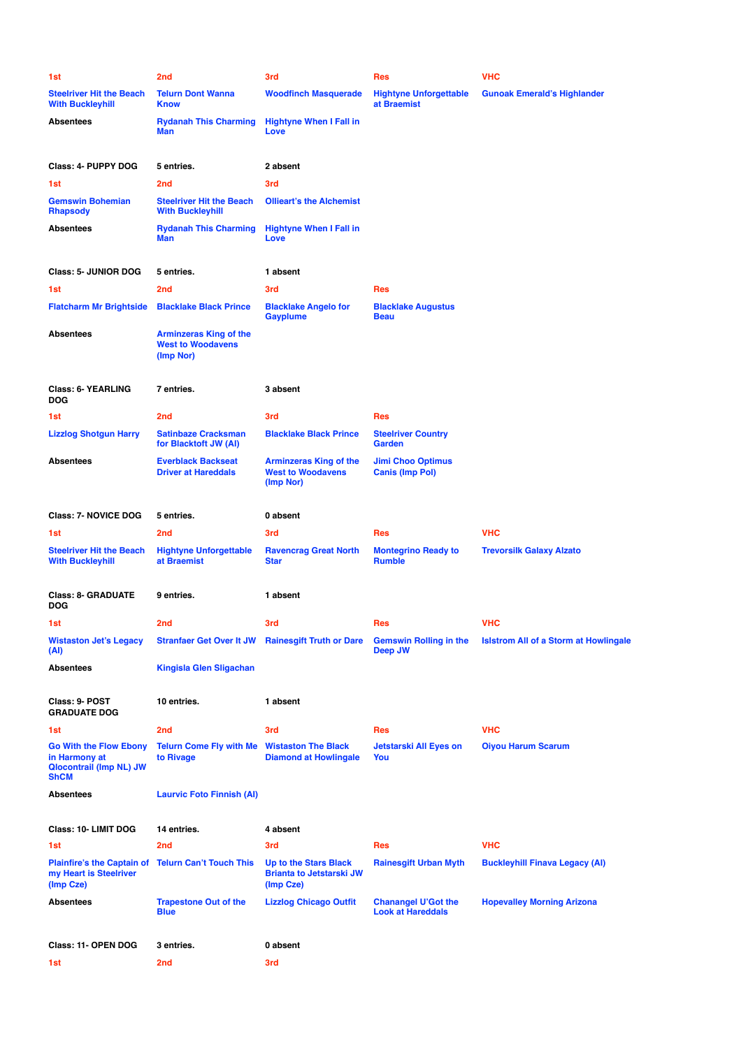| 1st | 2nd | 3rd | Res | VHC |
|---|---|---|---|---|
| Steelriver Hit the Beach With Buckleyhill | Telurn Dont Wanna Know | Woodfinch Masquerade | Hightyne Unforgettable at Braemist | Gunoak Emerald's Highlander |
| **Absentees** | Rydanah This Charming Man | Hightyne When I Fall in Love | | |

| Class: 4- PUPPY DOG | 5 entries. | 2 absent |
|---|---|---|
| 1st | 2nd | 3rd |
| Gemswin Bohemian Rhapsody | Steelriver Hit the Beach With Buckleyhill | Ollieart's the Alchemist |
| **Absentees** | Rydanah This Charming Man | Hightyne When I Fall in Love |

| Class: 5- JUNIOR DOG | 5 entries. | 1 absent | |
|---|---|---|---|
| 1st | 2nd | 3rd | Res |
| Flatcharm Mr Brightside | Blacklake Black Prince | Blacklake Angelo for Gayplume | Blacklake Augustus Beau |
| **Absentees** | Arminzeras King of the West to Woodavens (Imp Nor) | | |

| Class: 6- YEARLING DOG | 7 entries. | 3 absent | |
|---|---|---|---|
| 1st | 2nd | 3rd | Res |
| Lizzlog Shotgun Harry | Satinbaze Cracksman for Blacktoft JW (AI) | Blacklake Black Prince | Steelriver Country Garden |
| **Absentees** | Everblack Backseat Driver at Hareddals | Arminzeras King of the West to Woodavens (Imp Nor) | Jimi Choo Optimus Canis (Imp Pol) |

| Class: 7- NOVICE DOG | 5 entries. | 0 absent | | |
|---|---|---|---|---|
| 1st | 2nd | 3rd | Res | VHC |
| Steelriver Hit the Beach With Buckleyhill | Hightyne Unforgettable at Braemist | Ravencrag Great North Star | Montegrino Ready to Rumble | Trevorsilk Galaxy Alzato |

| Class: 8- GRADUATE DOG | 9 entries. | 1 absent | | |
|---|---|---|---|---|
| 1st | 2nd | 3rd | Res | VHC |
| Wistaston Jet's Legacy (AI) | Stranfaer Get Over It JW | Rainesgift Truth or Dare | Gemswin Rolling in the Deep JW | Islstrom All of a Storm at Howlingale |
| **Absentees** | Kingisla Glen Sligachan | | | |

| Class: 9- POST GRADUATE DOG | 10 entries. | 1 absent | | |
|---|---|---|---|---|
| 1st | 2nd | 3rd | Res | VHC |
| Go With the Flow Ebony in Harmony at Qlocontrail (Imp NL) JW ShCM | Telurn Come Fly with Me to Rivage | Wistaston The Black Diamond at Howlingale | Jetstarski All Eyes on You | Oiyou Harum Scarum |
| **Absentees** | Laurvic Foto Finnish (AI) | | | |

| Class: 10- LIMIT DOG | 14 entries. | 4 absent | | |
|---|---|---|---|---|
| 1st | 2nd | 3rd | Res | VHC |
| Plainfire's the Captain of my Heart is Steelriver (Imp Cze) | Telurn Can't Touch This | Up to the Stars Black Brianta to Jetstarski JW (Imp Cze) | Rainesgift Urban Myth | Buckleyhill Finava Legacy (AI) |
| **Absentees** | Trapestone Out of the Blue | Lizzlog Chicago Outfit | Chanangel U'Got the Look at Hareddals | Hopevalley Morning Arizona |

| Class: 11- OPEN DOG | 3 entries. | 0 absent |
|---|---|---|
| 1st | 2nd | 3rd |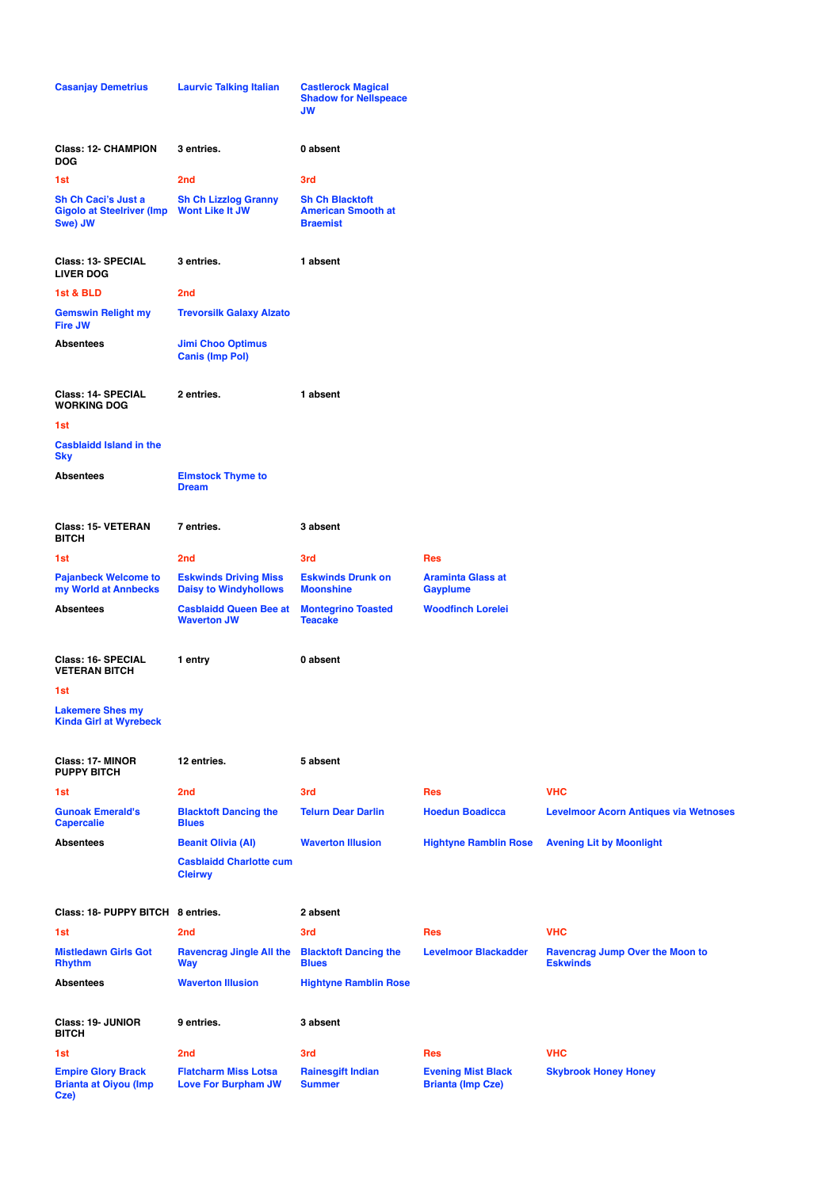| Casanjay Demetrius | Laurvic Talking Italian | Castlerock Magical Shadow for Nellspeace JW | | |
|---|---|---|---|---|

| Class: 12- CHAMPION DOG | 3 entries. | 0 absent | | |
|---|---|---|---|---|
| 1st | 2nd | 3rd | | |
| Sh Ch Caci's Just a Gigolo at Steelriver (Imp Swe) JW | Sh Ch Lizzlog Granny Wont Like It JW | Sh Ch Blacktoft American Smooth at Braemist | | |

| Class: 13- SPECIAL LIVER DOG | 3 entries. | 1 absent | | |
|---|---|---|---|---|
| 1st & BLD | 2nd | | | |
| Gemswin Relight my Fire JW | Trevorsilk Galaxy Alzato | | | |
| Absentees | Jimi Choo Optimus Canis (Imp Pol) | | | |

| Class: 14- SPECIAL WORKING DOG | 2 entries. | 1 absent | | |
|---|---|---|---|---|
| 1st | | | | |
| Casblaidd Island in the Sky | | | | |
| Absentees | Elmstock Thyme to Dream | | | |

| Class: 15- VETERAN BITCH | 7 entries. | 3 absent | | |
|---|---|---|---|---|
| 1st | 2nd | 3rd | Res | |
| Pajanbeck Welcome to my World at Annbecks | Eskwinds Driving Miss Daisy to Windyhollows | Eskwinds Drunk on Moonshine | Araminta Glass at Gayplume | |
| Absentees | Casblaidd Queen Bee at Waverton JW | Montegrino Toasted Teacake | Woodfinch Lorelei | |

| Class: 16- SPECIAL VETERAN BITCH | 1 entry | 0 absent | | |
|---|---|---|---|---|
| 1st | | | | |
| Lakemere Shes my Kinda Girl at Wyrebeck | | | | |

| Class: 17- MINOR PUPPY BITCH | 12 entries. | 5 absent | | |
|---|---|---|---|---|
| 1st | 2nd | 3rd | Res | VHC |
| Gunoak Emerald's Capercalie | Blacktoft Dancing the Blues | Telurn Dear Darlin | Hoedun Boadicca | Levelmoor Acorn Antiques via Wetnoses |
| Absentees | Beanit Olivia (AI) | Waverton Illusion | Hightyne Ramblin Rose | Avening Lit by Moonlight |
| | Casblaidd Charlotte cum Cleirwy | | | |

| Class: 18- PUPPY BITCH | 8 entries. | 2 absent | | |
|---|---|---|---|---|
| 1st | 2nd | 3rd | Res | VHC |
| Mistledawn Girls Got Rhythm | Ravencrag Jingle All the Way | Blacktoft Dancing the Blues | Levelmoor Blackadder | Ravencrag Jump Over the Moon to Eskwinds |
| Absentees | Waverton Illusion | Hightyne Ramblin Rose | | |

| Class: 19- JUNIOR BITCH | 9 entries. | 3 absent | | |
|---|---|---|---|---|
| 1st | 2nd | 3rd | Res | VHC |
| Empire Glory Brack Brianta at Oiyou (Imp Cze) | Flatcharm Miss Lotsa Love For Burpham JW | Rainesgift Indian Summer | Evening Mist Black Brianta (Imp Cze) | Skybrook Honey Honey |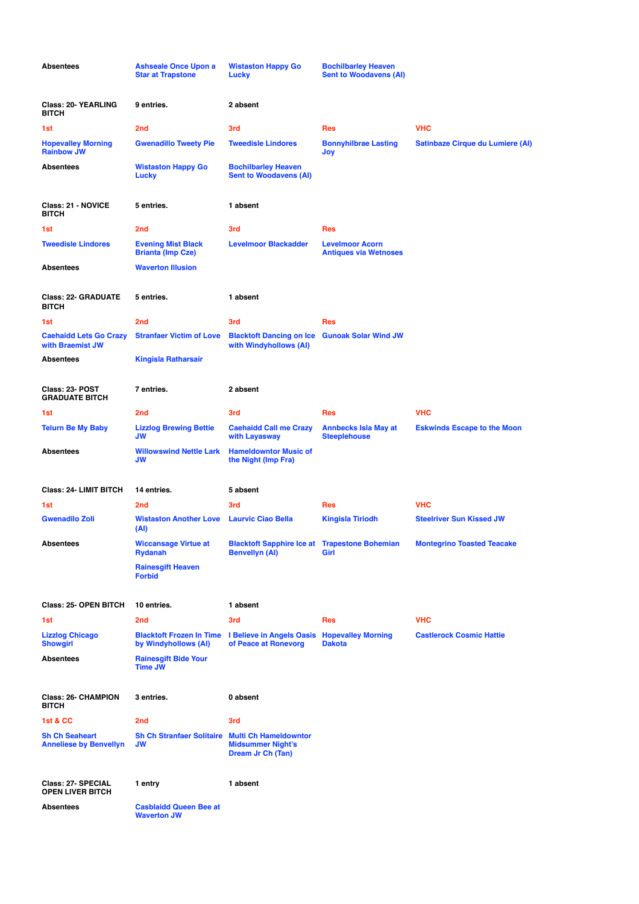| Absentees | Ashseale Once Upon a Star at Trapstone | Wistaston Happy Go Lucky | Bochilbarley Heaven Sent to Woodavens (AI) | |
|---|---|---|---|---|

| Class: 20- YEARLING BITCH | 9 entries. | 2 absent | | |
|---|---|---|---|---|
| 1st | 2nd | 3rd | Res | VHC |
| Hopevalley Morning Rainbow JW | Gwenadillo Tweety Pie | Tweedisle Lindores | Bonnyhilbrae Lasting Joy | Satinbaze Cirque du Lumiere (AI) |
| Absentees | Wistaston Happy Go Lucky | Bochilbarley Heaven Sent to Woodavens (AI) | | |

| Class: 21 - NOVICE BITCH | 5 entries. | 1 absent | |
|---|---|---|---|
| 1st | 2nd | 3rd | Res |
| Tweedisle Lindores | Evening Mist Black Brianta (Imp Cze) | Levelmoor Blackadder | Levelmoor Acorn Antiques via Wetnoses |
| Absentees | Waverton Illusion | | |

| Class: 22- GRADUATE BITCH | 5 entries. | 1 absent | |
|---|---|---|---|
| 1st | 2nd | 3rd | Res |
| Caehaidd Lets Go Crazy with Braemist JW | Stranfaer Victim of Love | Blacktoft Dancing on Ice with Windyhollows (AI) | Gunoak Solar Wind JW |
| Absentees | Kingisla Ratharsair | | |

| Class: 23- POST GRADUATE BITCH | 7 entries. | 2 absent | | |
|---|---|---|---|---|
| 1st | 2nd | 3rd | Res | VHC |
| Telurn Be My Baby | Lizzlog Brewing Bettie JW | Caehaidd Call me Crazy with Layasway | Annbecks Isla May at Steeplehouse | Eskwinds Escape to the Moon |
| Absentees | Willowswind Nettle Lark JW | Hameldowntor Music of the Night (Imp Fra) | | |

| Class: 24- LIMIT BITCH | 14 entries. | 5 absent | | |
|---|---|---|---|---|
| 1st | 2nd | 3rd | Res | VHC |
| Gwenadilo Zoli | Wistaston Another Love (AI) | Laurvic Ciao Bella | Kingisla Tiriodh | Steelriver Sun Kissed JW |
| Absentees | Wiccansage Virtue at Rydanah | Blacktoft Sapphire Ice at Benvellyn (AI) | Trapestone Bohemian Girl | Montegrino Toasted Teacake |
| | Rainesgift Heaven Forbid | | | |

| Class: 25- OPEN BITCH | 10 entries. | 1 absent | | |
|---|---|---|---|---|
| 1st | 2nd | 3rd | Res | VHC |
| Lizzlog Chicago Showgirl | Blacktoft Frozen In Time by Windyhollows (AI) | I Believe in Angels Oasis of Peace at Ronevorg | Hopevalley Morning Dakota | Castlerock Cosmic Hattie |
| Absentees | Rainesgift Bide Your Time JW | | | |

| Class: 26- CHAMPION BITCH | 3 entries. | 0 absent |
|---|---|---|
| 1st & CC | 2nd | 3rd |
| Sh Ch Seaheart Anneliese by Benvellyn | Sh Ch Stranfaer Solitaire JW | Multi Ch Hameldowntor Midsummer Night's Dream Jr Ch (Tan) |

| Class: 27- SPECIAL OPEN LIVER BITCH | 1 entry | 1 absent |
|---|---|---|
| Absentees | Casblaidd Queen Bee at Waverton JW | |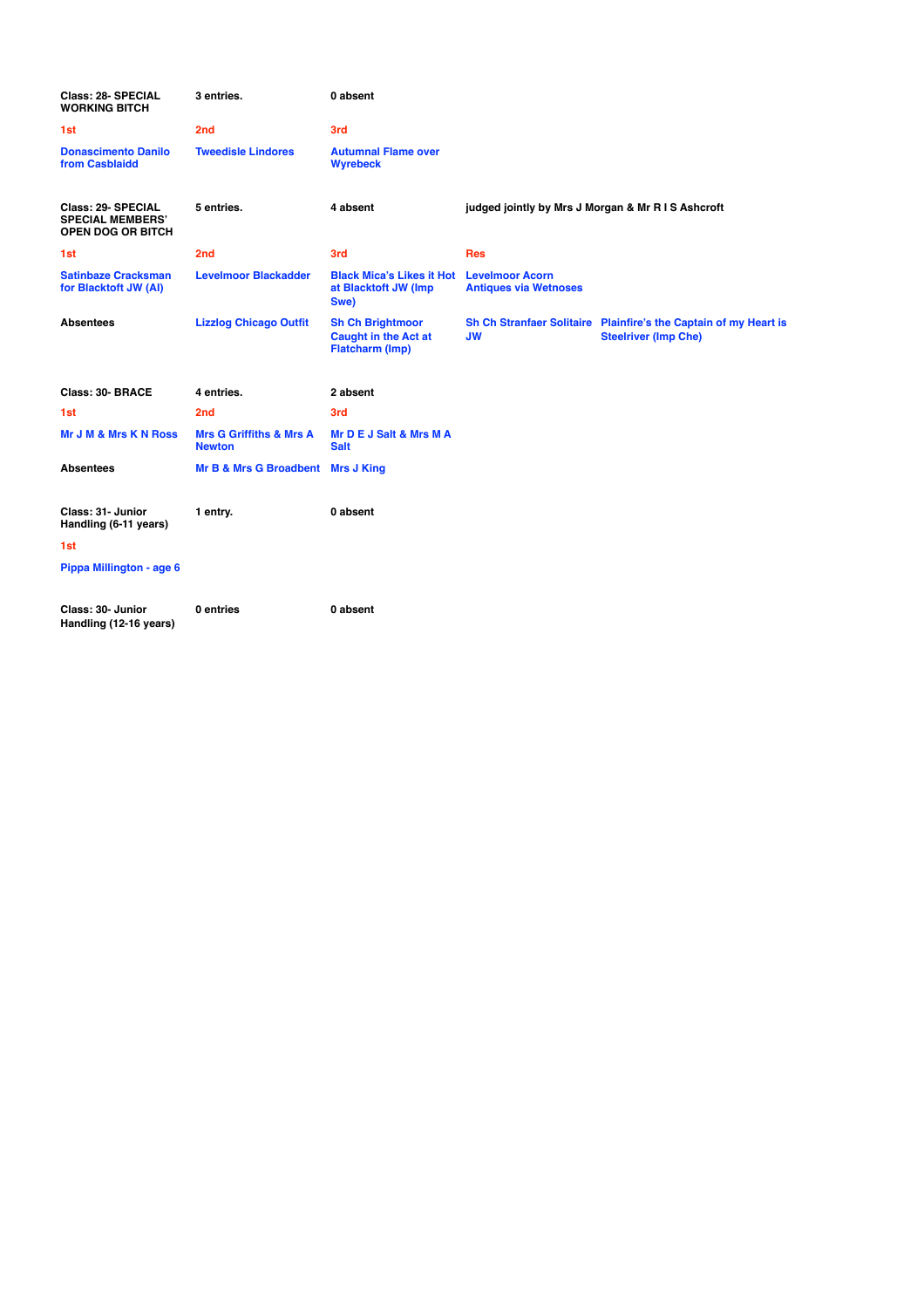| | | | | |
|---|---|---|---|---|
| **Class: 28- SPECIAL WORKING BITCH** | **3 entries.** | **0 absent** | | |
| 1st | 2nd | 3rd | | |
| Donascimento Danilo from Casblaidd | Tweedisle Lindores | Autumnal Flame over Wyrebeck | | |

| | | | | |
|---|---|---|---|---|
| **Class: 29- SPECIAL SPECIAL MEMBERS' OPEN DOG OR BITCH** | **5 entries.** | **4 absent** | **judged jointly by Mrs J Morgan & Mr R I S Ashcroft** | |
| 1st | 2nd | 3rd | Res | |
| Satinbaze Cracksman for Blacktoft JW (AI) | Levelmoor Blackadder | Black Mica's Likes it Hot at Blacktoft JW (Imp Swe) | Levelmoor Acorn Antiques via Wetnoses | |
| **Absentees** | Lizzlog Chicago Outfit | Sh Ch Brightmoor Caught in the Act at Flatcharm (Imp) | Sh Ch Stranfaer Solitaire JW | Plainfire's the Captain of my Heart is Steelriver (Imp Che) |

| | | |
|---|---|---|
| **Class: 30- BRACE** | **4 entries.** | **2 absent** |
| 1st | 2nd | 3rd |
| Mr J M & Mrs K N Ross | Mrs G Griffiths & Mrs A Newton | Mr D E J Salt & Mrs M A Salt |
| **Absentees** | Mr B & Mrs G Broadbent | Mrs J King |

| | | |
|---|---|---|
| **Class: 31- Junior Handling (6-11 years)** | **1 entry.** | **0 absent** |
| 1st | | |
| Pippa Millington - age 6 | | |

| | | |
|---|---|---|
| **Class: 30- Junior Handling (12-16 years)** | **0 entries** | **0 absent** |